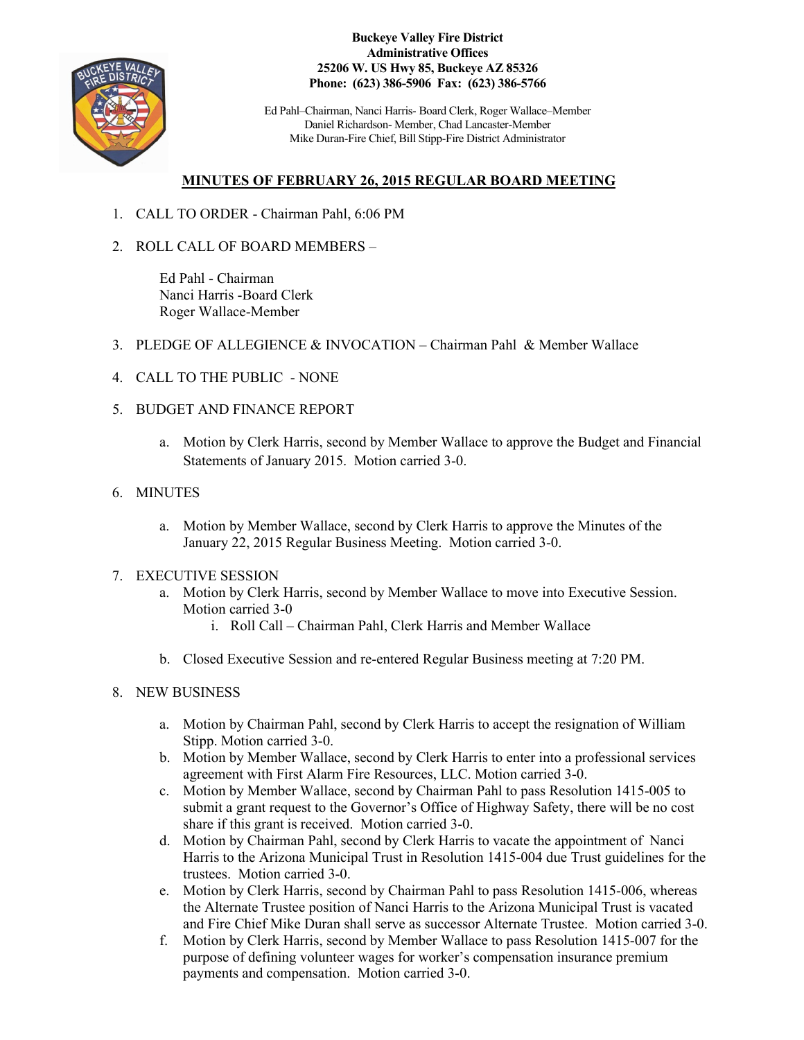**Buckeye Valley Fire District**
**Administrative Offices**
**25206 W. US Hwy 85, Buckeye AZ 85326**
**Phone: (623) 386-5906 Fax: (623) 386-5766**

Ed Pahl–Chairman, Nanci Harris- Board Clerk, Roger Wallace–Member
Daniel Richardson- Member, Chad Lancaster-Member
Mike Duran-Fire Chief, Bill Stipp-Fire District Administrator

## MINUTES OF FEBRUARY 26, 2015 REGULAR BOARD MEETING

1. CALL TO ORDER - Chairman Pahl, 6:06 PM

2. ROLL CALL OF BOARD MEMBERS –

   Ed Pahl - Chairman
   Nanci Harris -Board Clerk
   Roger Wallace-Member

3. PLEDGE OF ALLEGIENCE & INVOCATION – Chairman Pahl & Member Wallace

4. CALL TO THE PUBLIC - NONE

5. BUDGET AND FINANCE REPORT

   a. Motion by Clerk Harris, second by Member Wallace to approve the Budget and Financial Statements of January 2015. Motion carried 3-0.

6. MINUTES

   a. Motion by Member Wallace, second by Clerk Harris to approve the Minutes of the January 22, 2015 Regular Business Meeting. Motion carried 3-0.

7. EXECUTIVE SESSION

   a. Motion by Clerk Harris, second by Member Wallace to move into Executive Session. Motion carried 3-0
      i. Roll Call – Chairman Pahl, Clerk Harris and Member Wallace

   b. Closed Executive Session and re-entered Regular Business meeting at 7:20 PM.

8. NEW BUSINESS

   a. Motion by Chairman Pahl, second by Clerk Harris to accept the resignation of William Stipp. Motion carried 3-0.
   b. Motion by Member Wallace, second by Clerk Harris to enter into a professional services agreement with First Alarm Fire Resources, LLC. Motion carried 3-0.
   c. Motion by Member Wallace, second by Chairman Pahl to pass Resolution 1415-005 to submit a grant request to the Governor's Office of Highway Safety, there will be no cost share if this grant is received. Motion carried 3-0.
   d. Motion by Chairman Pahl, second by Clerk Harris to vacate the appointment of Nanci Harris to the Arizona Municipal Trust in Resolution 1415-004 due Trust guidelines for the trustees. Motion carried 3-0.
   e. Motion by Clerk Harris, second by Chairman Pahl to pass Resolution 1415-006, whereas the Alternate Trustee position of Nanci Harris to the Arizona Municipal Trust is vacated and Fire Chief Mike Duran shall serve as successor Alternate Trustee. Motion carried 3-0.
   f. Motion by Clerk Harris, second by Member Wallace to pass Resolution 1415-007 for the purpose of defining volunteer wages for worker's compensation insurance premium payments and compensation. Motion carried 3-0.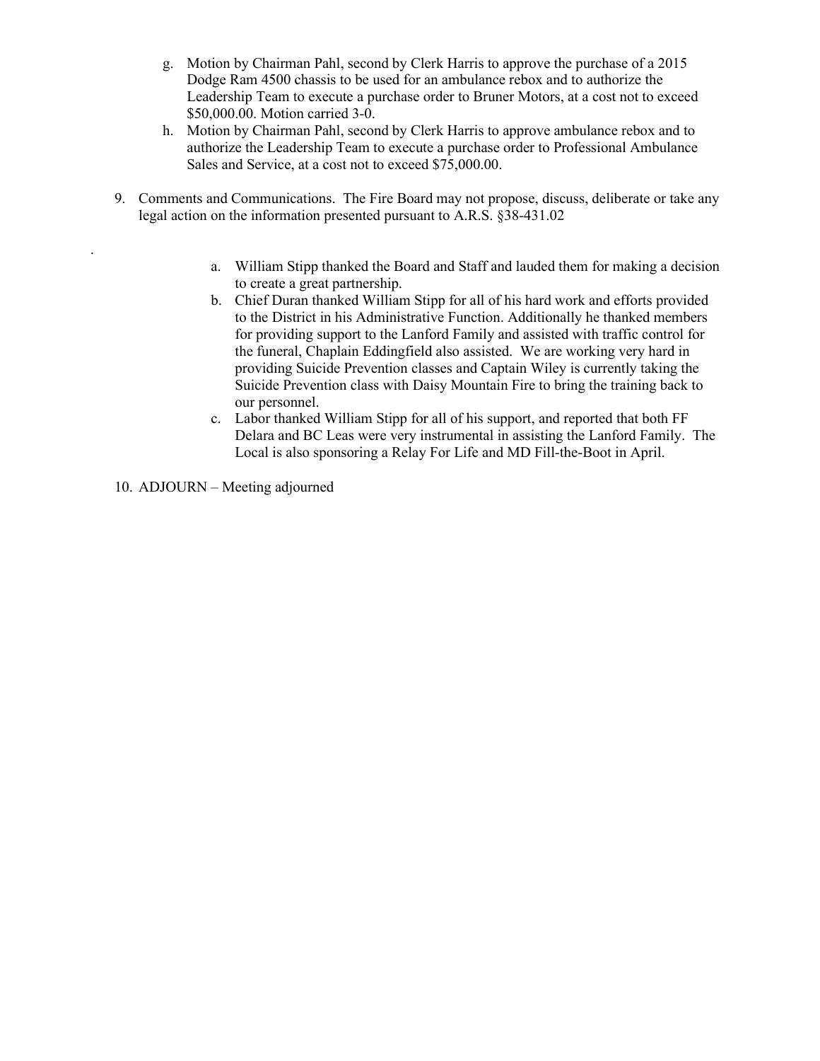g. Motion by Chairman Pahl, second by Clerk Harris to approve the purchase of a 2015 Dodge Ram 4500 chassis to be used for an ambulance rebox and to authorize the Leadership Team to execute a purchase order to Bruner Motors, at a cost not to exceed $50,000.00. Motion carried 3-0.

h. Motion by Chairman Pahl, second by Clerk Harris to approve ambulance rebox and to authorize the Leadership Team to execute a purchase order to Professional Ambulance Sales and Service, at a cost not to exceed $75,000.00.

9. Comments and Communications. The Fire Board may not propose, discuss, deliberate or take any legal action on the information presented pursuant to A.R.S. §38-431.02

.

a. William Stipp thanked the Board and Staff and lauded them for making a decision to create a great partnership.
b. Chief Duran thanked William Stipp for all of his hard work and efforts provided to the District in his Administrative Function. Additionally he thanked members for providing support to the Lanford Family and assisted with traffic control for the funeral, Chaplain Eddingfield also assisted. We are working very hard in providing Suicide Prevention classes and Captain Wiley is currently taking the Suicide Prevention class with Daisy Mountain Fire to bring the training back to our personnel.
c. Labor thanked William Stipp for all of his support, and reported that both FF Delara and BC Leas were very instrumental in assisting the Lanford Family. The Local is also sponsoring a Relay For Life and MD Fill-the-Boot in April.

10. ADJOURN – Meeting adjourned